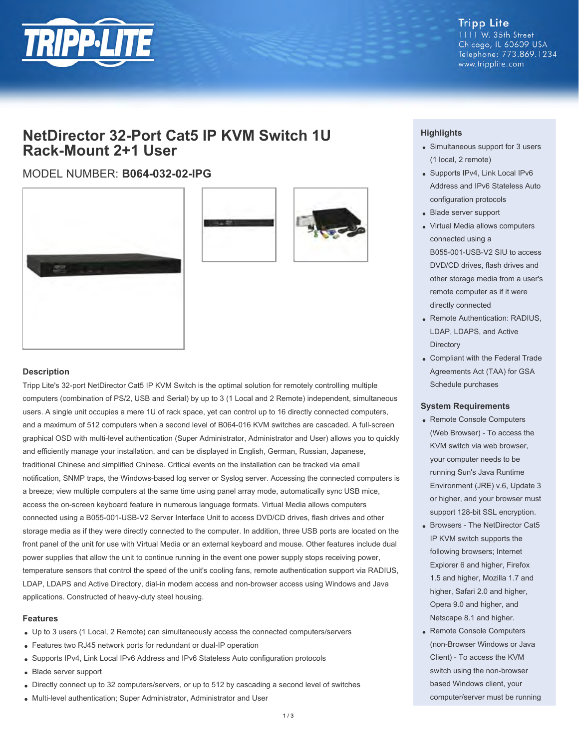Tripp Lite
1111 W. 35th Street
Chicago, IL 60609 USA
Telephone: 773.869.1234
www.tripplite.com

# NetDirector 32-Port Cat5 IP KVM Switch 1U Rack-Mount 2+1 User

MODEL NUMBER: **B064-032-02-IPG**

## Description

Tripp Lite's 32-port NetDirector Cat5 IP KVM Switch is the optimal solution for remotely controlling multiple computers (combination of PS/2, USB and Serial) by up to 3 (1 Local and 2 Remote) independent, simultaneous users. A single unit occupies a mere 1U of rack space, yet can control up to 16 directly connected computers, and a maximum of 512 computers when a second level of B064-016 KVM switches are cascaded. A full-screen graphical OSD with multi-level authentication (Super Administrator, Administrator and User) allows you to quickly and efficiently manage your installation, and can be displayed in English, German, Russian, Japanese, traditional Chinese and simplified Chinese. Critical events on the installation can be tracked via email notification, SNMP traps, the Windows-based log server or Syslog server. Accessing the connected computers is a breeze; view multiple computers at the same time using panel array mode, automatically sync USB mice, access the on-screen keyboard feature in numerous language formats. Virtual Media allows computers connected using a B055-001-USB-V2 Server Interface Unit to access DVD/CD drives, flash drives and other storage media as if they were directly connected to the computer. In addition, three USB ports are located on the front panel of the unit for use with Virtual Media or an external keyboard and mouse. Other features include dual power supplies that allow the unit to continue running in the event one power supply stops receiving power, temperature sensors that control the speed of the unit's cooling fans, remote authentication support via RADIUS, LDAP, LDAPS and Active Directory, dial-in modem access and non-browser access using Windows and Java applications. Constructed of heavy-duty steel housing.

## Features

- Up to 3 users (1 Local, 2 Remote) can simultaneously access the connected computers/servers
- Features two RJ45 network ports for redundant or dual-IP operation
- Supports IPv4, Link Local IPv6 Address and IPv6 Stateless Auto configuration protocols
- Blade server support
- Directly connect up to 32 computers/servers, or up to 512 by cascading a second level of switches
- Multi-level authentication; Super Administrator, Administrator and User

## Highlights

- Simultaneous support for 3 users (1 local, 2 remote)
- Supports IPv4, Link Local IPv6 Address and IPv6 Stateless Auto configuration protocols
- Blade server support
- Virtual Media allows computers connected using a B055-001-USB-V2 SIU to access DVD/CD drives, flash drives and other storage media from a user's remote computer as if it were directly connected
- Remote Authentication: RADIUS, LDAP, LDAPS, and Active Directory
- Compliant with the Federal Trade Agreements Act (TAA) for GSA Schedule purchases

## System Requirements

- Remote Console Computers (Web Browser) - To access the KVM switch via web browser, your computer needs to be running Sun's Java Runtime Environment (JRE) v.6, Update 3 or higher, and your browser must support 128-bit SSL encryption.
- Browsers - The NetDirector Cat5 IP KVM switch supports the following browsers; Internet Explorer 6 and higher, Firefox 1.5 and higher, Mozilla 1.7 and higher, Safari 2.0 and higher, Opera 9.0 and higher, and Netscape 8.1 and higher.
- Remote Console Computers (non-Browser Windows or Java Client) - To access the KVM switch using the non-browser based Windows client, your computer/server must be running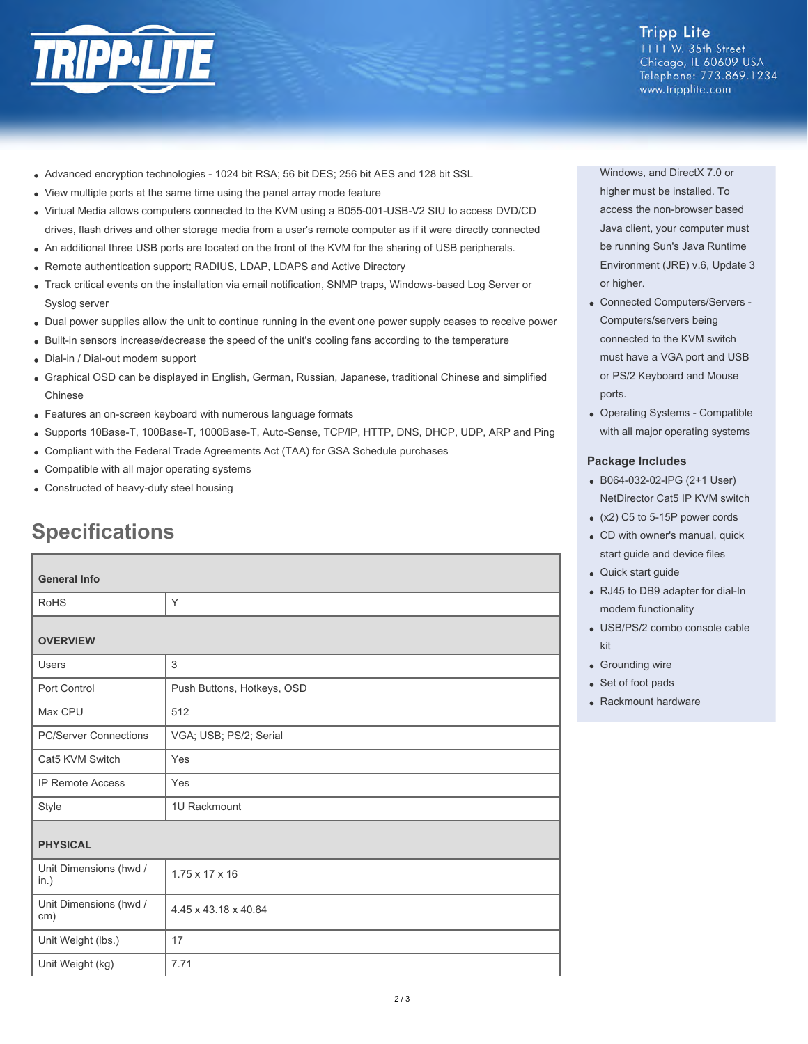- Advanced encryption technologies - 1024 bit RSA; 56 bit DES; 256 bit AES and 128 bit SSL
- View multiple ports at the same time using the panel array mode feature
- Virtual Media allows computers connected to the KVM using a B055-001-USB-V2 SIU to access DVD/CD drives, flash drives and other storage media from a user's remote computer as if it were directly connected
- An additional three USB ports are located on the front of the KVM for the sharing of USB peripherals.
- Remote authentication support; RADIUS, LDAP, LDAPS and Active Directory
- Track critical events on the installation via email notification, SNMP traps, Windows-based Log Server or Syslog server
- Dual power supplies allow the unit to continue running in the event one power supply ceases to receive power
- Built-in sensors increase/decrease the speed of the unit's cooling fans according to the temperature
- Dial-in / Dial-out modem support
- Graphical OSD can be displayed in English, German, Russian, Japanese, traditional Chinese and simplified Chinese
- Features an on-screen keyboard with numerous language formats
- Supports 10Base-T, 100Base-T, 1000Base-T, Auto-Sense, TCP/IP, HTTP, DNS, DHCP, UDP, ARP and Ping
- Compliant with the Federal Trade Agreements Act (TAA) for GSA Schedule purchases
- Compatible with all major operating systems
- Constructed of heavy-duty steel housing

## Specifications

| **General Info** | |
|---|---|
| RoHS | Y |
| **OVERVIEW** | |
| Users | 3 |
| Port Control | Push Buttons, Hotkeys, OSD |
| Max CPU | 512 |
| PC/Server Connections | VGA; USB; PS/2; Serial |
| Cat5 KVM Switch | Yes |
| IP Remote Access | Yes |
| Style | 1U Rackmount |
| **PHYSICAL** | |
| Unit Dimensions (hwd / in.) | 1.75 x 17 x 16 |
| Unit Dimensions (hwd / cm) | 4.45 x 43.18 x 40.64 |
| Unit Weight (lbs.) | 17 |
| Unit Weight (kg) | 7.71 |

Windows, and DirectX 7.0 or higher must be installed. To access the non-browser based Java client, your computer must be running Sun's Java Runtime Environment (JRE) v.6, Update 3 or higher.

- Connected Computers/Servers - Computers/servers being connected to the KVM switch must have a VGA port and USB or PS/2 Keyboard and Mouse ports.
- Operating Systems - Compatible with all major operating systems

### Package Includes

- B064-032-02-IPG (2+1 User) NetDirector Cat5 IP KVM switch
- (x2) C5 to 5-15P power cords
- CD with owner's manual, quick start guide and device files
- Quick start guide
- RJ45 to DB9 adapter for dial-In modem functionality
- USB/PS/2 combo console cable kit
- Grounding wire
- Set of foot pads
- Rackmount hardware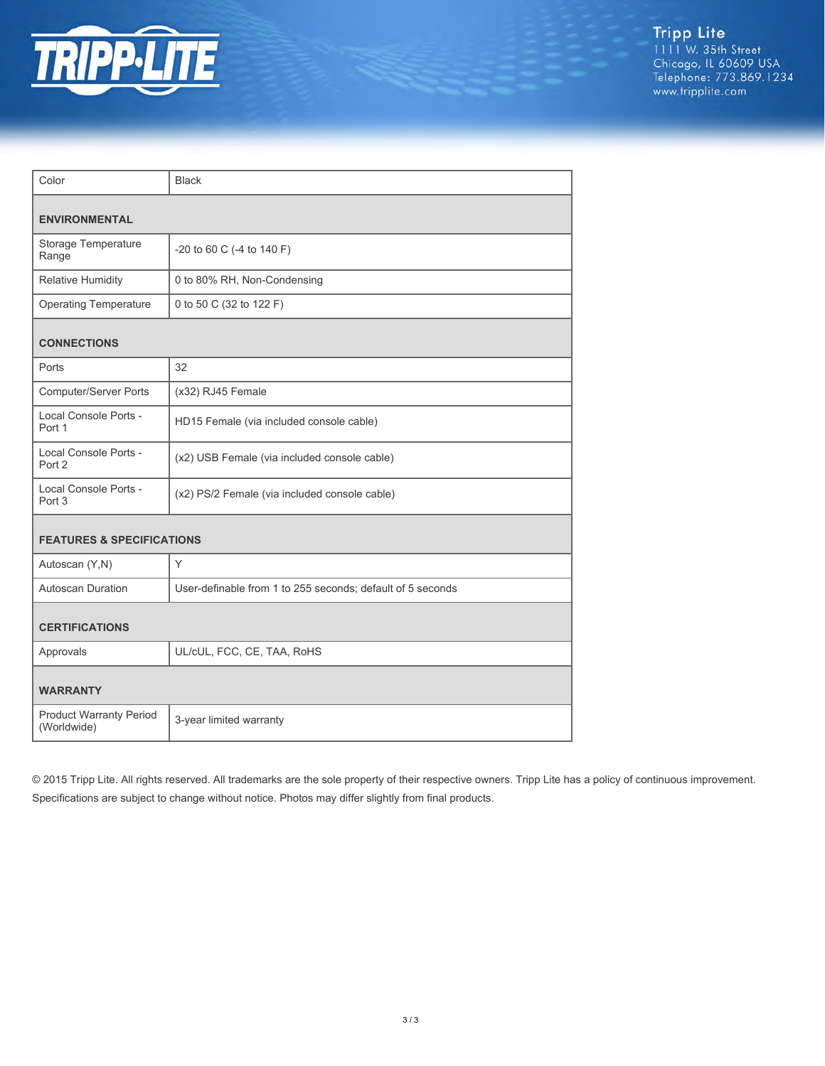| | |
|---|---|
| Color | Black |
| **ENVIRONMENTAL** | |
| Storage Temperature Range | -20 to 60 C (-4 to 140 F) |
| Relative Humidity | 0 to 80% RH, Non-Condensing |
| Operating Temperature | 0 to 50 C (32 to 122 F) |
| **CONNECTIONS** | |
| Ports | 32 |
| Computer/Server Ports | (x32) RJ45 Female |
| Local Console Ports - Port 1 | HD15 Female (via included console cable) |
| Local Console Ports - Port 2 | (x2) USB Female (via included console cable) |
| Local Console Ports - Port 3 | (x2) PS/2 Female (via included console cable) |
| **FEATURES & SPECIFICATIONS** | |
| Autoscan (Y,N) | Y |
| Autoscan Duration | User-definable from 1 to 255 seconds; default of 5 seconds |
| **CERTIFICATIONS** | |
| Approvals | UL/cUL, FCC, CE, TAA, RoHS |
| **WARRANTY** | |
| Product Warranty Period (Worldwide) | 3-year limited warranty |

© 2015 Tripp Lite. All rights reserved. All trademarks are the sole property of their respective owners. Tripp Lite has a policy of continuous improvement. Specifications are subject to change without notice. Photos may differ slightly from final products.